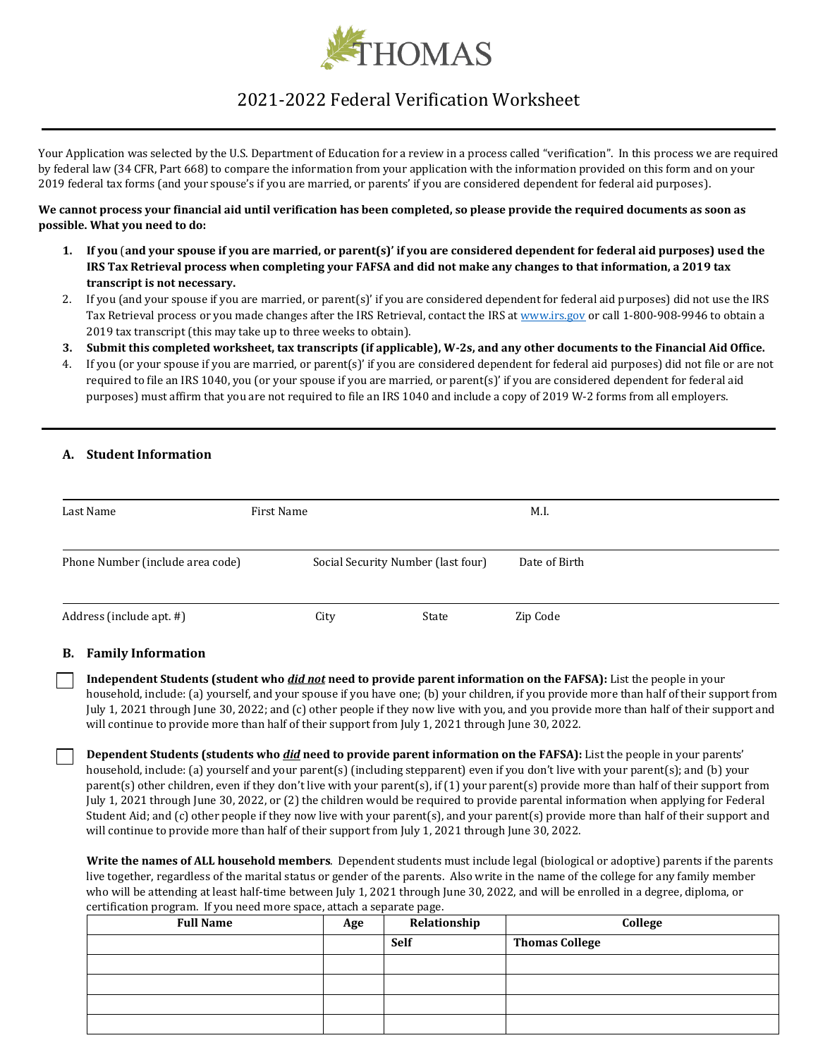THOMAS

# 2021-2022 Federal Verification Worksheet

Your Application was selected by the U.S. Department of Education for a review in a process called "verification". In this process we are required by federal law (34 CFR, Part 668) to compare the information from your application with the information provided on this form and on your 2019 federal tax forms (and your spouse's if you are married, or parents' if you are considered dependent for federal aid purposes).

**We cannot process your financial aid until verification has been completed, so please provide the required documents as soon as possible. What you need to do:**

1. **If you (and your spouse if you are married, or parent(s)' if you are considered dependent for federal aid purposes) used the IRS Tax Retrieval process when completing your FAFSA and did not make any changes to that information, a 2019 tax transcript is not necessary.**
2. If you (and your spouse if you are married, or parent(s)' if you are considered dependent for federal aid purposes) did not use the IRS Tax Retrieval process or you made changes after the IRS Retrieval, contact the IRS at www.irs.gov or call 1-800-908-9946 to obtain a 2019 tax transcript (this may take up to three weeks to obtain).
3. **Submit this completed worksheet, tax transcripts (if applicable), W-2s, and any other documents to the Financial Aid Office.**
4. If you (or your spouse if you are married, or parent(s)' if you are considered dependent for federal aid purposes) did not file or are not required to file an IRS 1040, you (or your spouse if you are married, or parent(s)' if you are considered dependent for federal aid purposes) must affirm that you are not required to file an IRS 1040 and include a copy of 2019 W-2 forms from all employers.

## A. Student Information

Last Name  First Name  M.I.

Phone Number (include area code)  Social Security Number (last four)  Date of Birth

Address (include apt. #)  City  State  Zip Code

## B. Family Information

☐ **Independent Students (student who *did not* need to provide parent information on the FAFSA):** List the people in your household, include: (a) yourself, and your spouse if you have one; (b) your children, if you provide more than half of their support from July 1, 2021 through June 30, 2022; and (c) other people if they now live with you, and you provide more than half of their support and will continue to provide more than half of their support from July 1, 2021 through June 30, 2022.

☐ **Dependent Students (students who *did* need to provide parent information on the FAFSA):** List the people in your parents' household, include: (a) yourself and your parent(s) (including stepparent) even if you don't live with your parent(s); and (b) your parent(s) other children, even if they don't live with your parent(s), if (1) your parent(s) provide more than half of their support from July 1, 2021 through June 30, 2022, or (2) the children would be required to provide parental information when applying for Federal Student Aid; and (c) other people if they now live with your parent(s), and your parent(s) provide more than half of their support and will continue to provide more than half of their support from July 1, 2021 through June 30, 2022.

**Write the names of ALL household members**. Dependent students must include legal (biological or adoptive) parents if the parents live together, regardless of the marital status or gender of the parents. Also write in the name of the college for any family member who will be attending at least half-time between July 1, 2021 through June 30, 2022, and will be enrolled in a degree, diploma, or certification program. If you need more space, attach a separate page.

| Full Name | Age | Relationship | College |
|---|---|---|---|
| | | **Self** | **Thomas College** |
| | | | |
| | | | |
| | | | |
| | | | |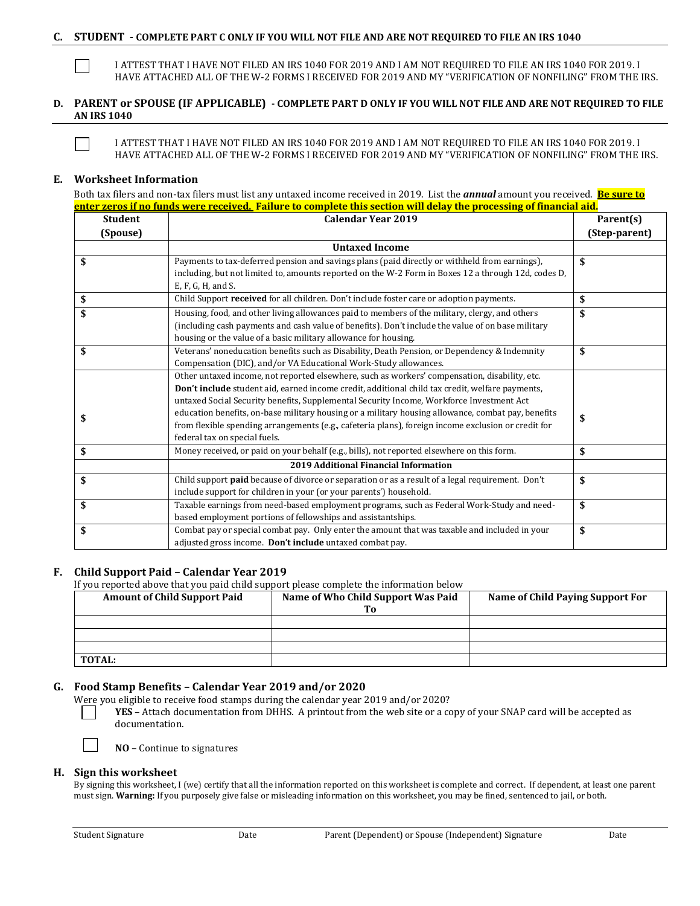## C. STUDENT - COMPLETE PART C ONLY IF YOU WILL NOT FILE AND ARE NOT REQUIRED TO FILE AN IRS 1040

☐ I ATTEST THAT I HAVE NOT FILED AN IRS 1040 FOR 2019 AND I AM NOT REQUIRED TO FILE AN IRS 1040 FOR 2019. I HAVE ATTACHED ALL OF THE W-2 FORMS I RECEIVED FOR 2019 AND MY "VERIFICATION OF NONFILING" FROM THE IRS.

## D. PARENT or SPOUSE (IF APPLICABLE) - COMPLETE PART D ONLY IF YOU WILL NOT FILE AND ARE NOT REQUIRED TO FILE AN IRS 1040

☐ I ATTEST THAT I HAVE NOT FILED AN IRS 1040 FOR 2019 AND I AM NOT REQUIRED TO FILE AN IRS 1040 FOR 2019. I HAVE ATTACHED ALL OF THE W-2 FORMS I RECEIVED FOR 2019 AND MY "VERIFICATION OF NONFILING" FROM THE IRS.

## E. Worksheet Information

Both tax filers and non-tax filers must list any untaxed income received in 2019. List the ***annual*** amount you received. **Be sure to enter zeros if no funds were received. Failure to complete this section will delay the processing of financial aid.**

| Student (Spouse) | Calendar Year 2019 | Parent(s) (Step-parent) |
|---|---|---|
| | **Untaxed Income** | |
| $ | Payments to tax-deferred pension and savings plans (paid directly or withheld from earnings), including, but not limited to, amounts reported on the W-2 Form in Boxes 12a through 12d, codes D, E, F, G, H, and S. | $ |
| $ | Child Support **received** for all children. Don't include foster care or adoption payments. | $ |
| $ | Housing, food, and other living allowances paid to members of the military, clergy, and others (including cash payments and cash value of benefits). Don't include the value of on base military housing or the value of a basic military allowance for housing. | $ |
| $ | Veterans' noneducation benefits such as Disability, Death Pension, or Dependency & Indemnity Compensation (DIC), and/or VA Educational Work-Study allowances. | $ |
| $ | Other untaxed income, not reported elsewhere, such as workers' compensation, disability, etc. **Don't include** student aid, earned income credit, additional child tax credit, welfare payments, untaxed Social Security benefits, Supplemental Security Income, Workforce Investment Act education benefits, on-base military housing or a military housing allowance, combat pay, benefits from flexible spending arrangements (e.g., cafeteria plans), foreign income exclusion or credit for federal tax on special fuels. | $ |
| $ | Money received, or paid on your behalf (e.g., bills), not reported elsewhere on this form. | $ |
| | **2019 Additional Financial Information** | |
| $ | Child support **paid** because of divorce or separation or as a result of a legal requirement. Don't include support for children in your (or your parents') household. | $ |
| $ | Taxable earnings from need-based employment programs, such as Federal Work-Study and need-based employment portions of fellowships and assistantships. | $ |
| $ | Combat pay or special combat pay. Only enter the amount that was taxable and included in your adjusted gross income. **Don't include** untaxed combat pay. | $ |

## F. Child Support Paid – Calendar Year 2019

If you reported above that you paid child support please complete the information below

| Amount of Child Support Paid | Name of Who Child Support Was Paid To | Name of Child Paying Support For |
|---|---|---|
| | | |
| | | |
| | | |
| **TOTAL:** | | |

## G. Food Stamp Benefits – Calendar Year 2019 and/or 2020

Were you eligible to receive food stamps during the calendar year 2019 and/or 2020?

☐ **YES** – Attach documentation from DHHS. A printout from the web site or a copy of your SNAP card will be accepted as documentation.

☐ **NO** – Continue to signatures

## H. Sign this worksheet

By signing this worksheet, I (we) certify that all the information reported on this worksheet is complete and correct. If dependent, at least one parent must sign. **Warning:** If you purposely give false or misleading information on this worksheet, you may be fined, sentenced to jail, or both.

Student Signature &emsp; Date &emsp; Parent (Dependent) or Spouse (Independent) Signature &emsp; Date